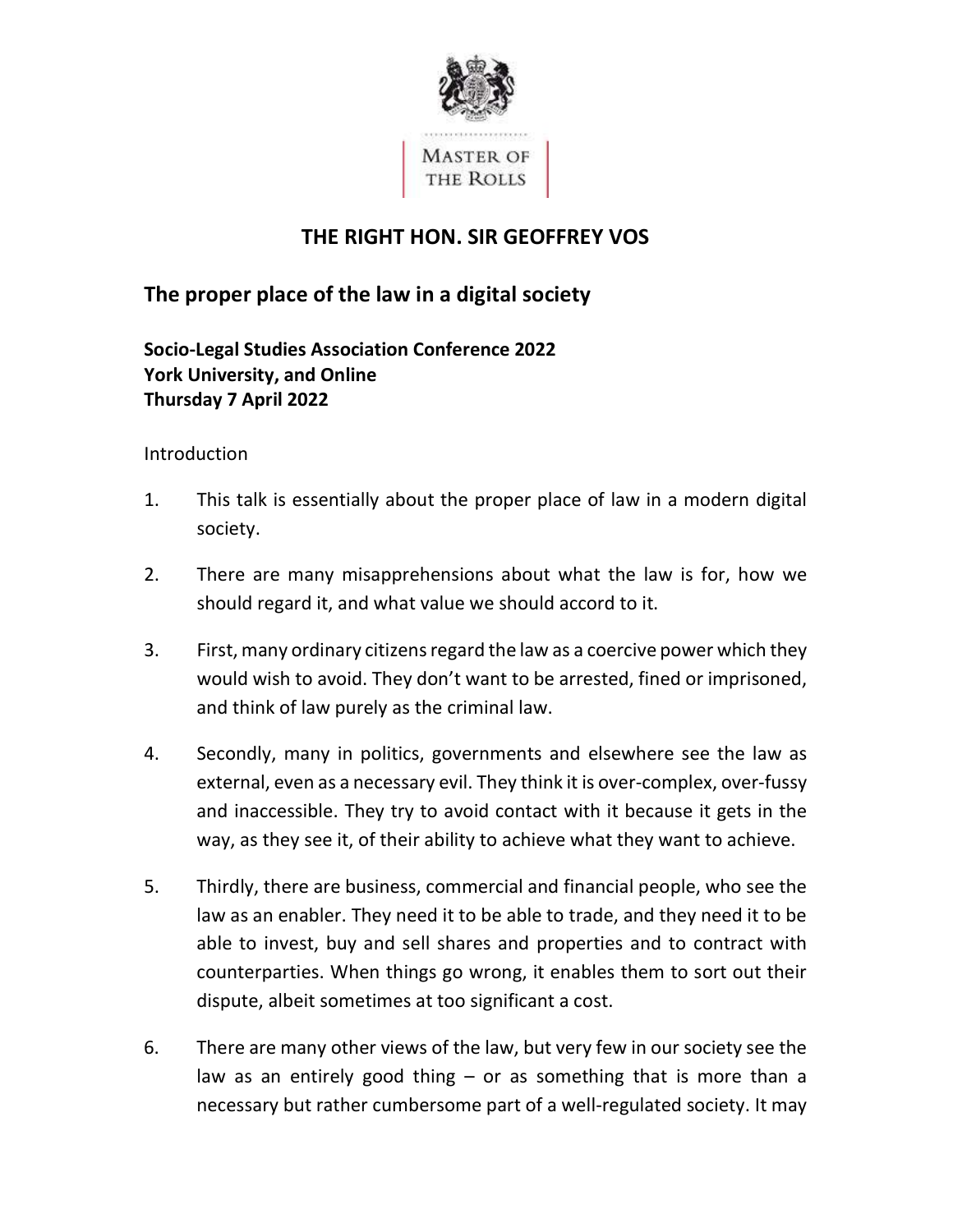MASTER OF THE ROLLS

# THE RIGHT HON. SIR GEOFFREY VOS

## The proper place of the law in a digital society

**Socio-Legal Studies Association Conference 2022**
**York University, and Online**
**Thursday 7 April 2022**

Introduction

1. This talk is essentially about the proper place of law in a modern digital society.

2. There are many misapprehensions about what the law is for, how we should regard it, and what value we should accord to it.

3. First, many ordinary citizens regard the law as a coercive power which they would wish to avoid. They don't want to be arrested, fined or imprisoned, and think of law purely as the criminal law.

4. Secondly, many in politics, governments and elsewhere see the law as external, even as a necessary evil. They think it is over-complex, over-fussy and inaccessible. They try to avoid contact with it because it gets in the way, as they see it, of their ability to achieve what they want to achieve.

5. Thirdly, there are business, commercial and financial people, who see the law as an enabler. They need it to be able to trade, and they need it to be able to invest, buy and sell shares and properties and to contract with counterparties. When things go wrong, it enables them to sort out their dispute, albeit sometimes at too significant a cost.

6. There are many other views of the law, but very few in our society see the law as an entirely good thing – or as something that is more than a necessary but rather cumbersome part of a well-regulated society. It may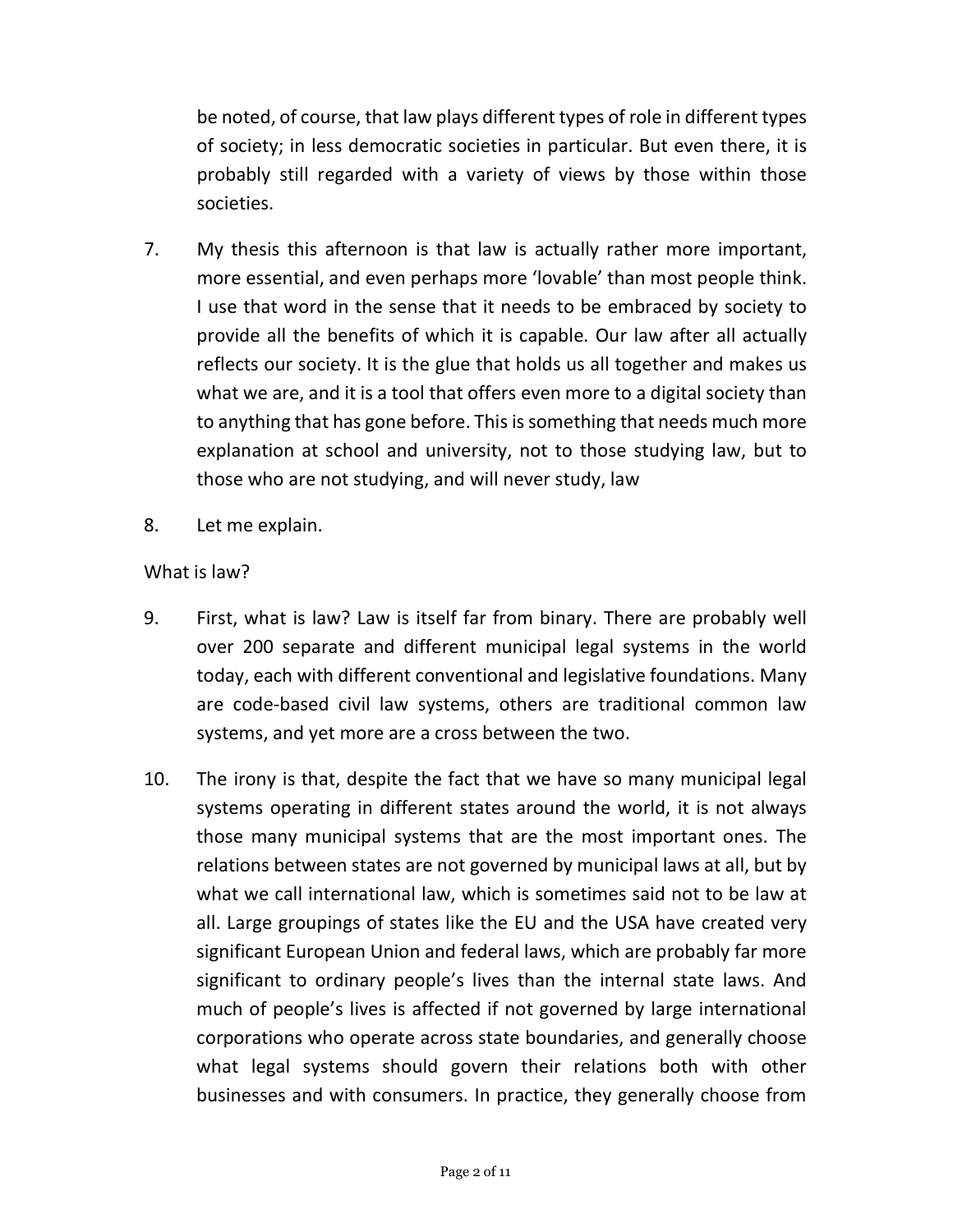be noted, of course, that law plays different types of role in different types of society; in less democratic societies in particular. But even there, it is probably still regarded with a variety of views by those within those societies.

7. My thesis this afternoon is that law is actually rather more important, more essential, and even perhaps more 'lovable' than most people think. I use that word in the sense that it needs to be embraced by society to provide all the benefits of which it is capable. Our law after all actually reflects our society. It is the glue that holds us all together and makes us what we are, and it is a tool that offers even more to a digital society than to anything that has gone before. This is something that needs much more explanation at school and university, not to those studying law, but to those who are not studying, and will never study, law

8. Let me explain.

What is law?

9. First, what is law? Law is itself far from binary. There are probably well over 200 separate and different municipal legal systems in the world today, each with different conventional and legislative foundations. Many are code-based civil law systems, others are traditional common law systems, and yet more are a cross between the two.

10. The irony is that, despite the fact that we have so many municipal legal systems operating in different states around the world, it is not always those many municipal systems that are the most important ones. The relations between states are not governed by municipal laws at all, but by what we call international law, which is sometimes said not to be law at all. Large groupings of states like the EU and the USA have created very significant European Union and federal laws, which are probably far more significant to ordinary people's lives than the internal state laws. And much of people's lives is affected if not governed by large international corporations who operate across state boundaries, and generally choose what legal systems should govern their relations both with other businesses and with consumers. In practice, they generally choose from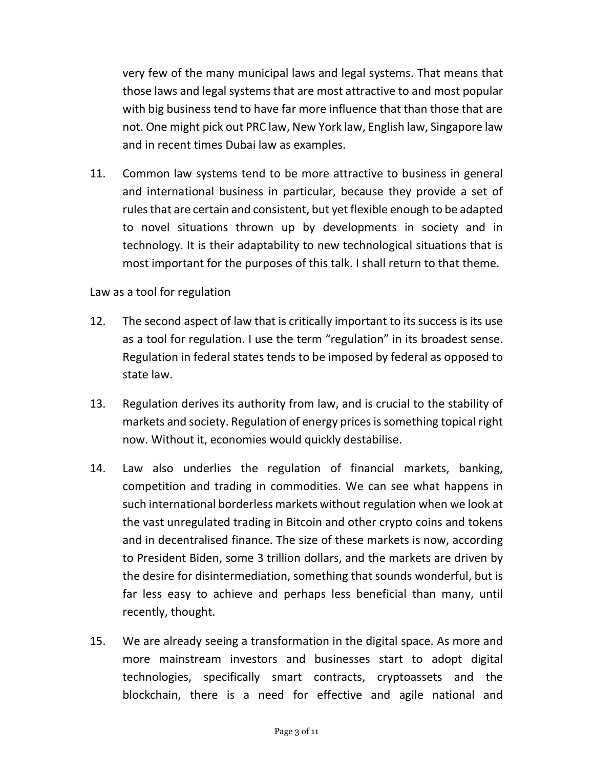very few of the many municipal laws and legal systems. That means that those laws and legal systems that are most attractive to and most popular with big business tend to have far more influence that than those that are not. One might pick out PRC law, New York law, English law, Singapore law and in recent times Dubai law as examples.

11. Common law systems tend to be more attractive to business in general and international business in particular, because they provide a set of rules that are certain and consistent, but yet flexible enough to be adapted to novel situations thrown up by developments in society and in technology. It is their adaptability to new technological situations that is most important for the purposes of this talk. I shall return to that theme.

Law as a tool for regulation

12. The second aspect of law that is critically important to its success is its use as a tool for regulation. I use the term "regulation" in its broadest sense. Regulation in federal states tends to be imposed by federal as opposed to state law.

13. Regulation derives its authority from law, and is crucial to the stability of markets and society. Regulation of energy prices is something topical right now. Without it, economies would quickly destabilise.

14. Law also underlies the regulation of financial markets, banking, competition and trading in commodities. We can see what happens in such international borderless markets without regulation when we look at the vast unregulated trading in Bitcoin and other crypto coins and tokens and in decentralised finance. The size of these markets is now, according to President Biden, some 3 trillion dollars, and the markets are driven by the desire for disintermediation, something that sounds wonderful, but is far less easy to achieve and perhaps less beneficial than many, until recently, thought.

15. We are already seeing a transformation in the digital space. As more and more mainstream investors and businesses start to adopt digital technologies, specifically smart contracts, cryptoassets and the blockchain, there is a need for effective and agile national and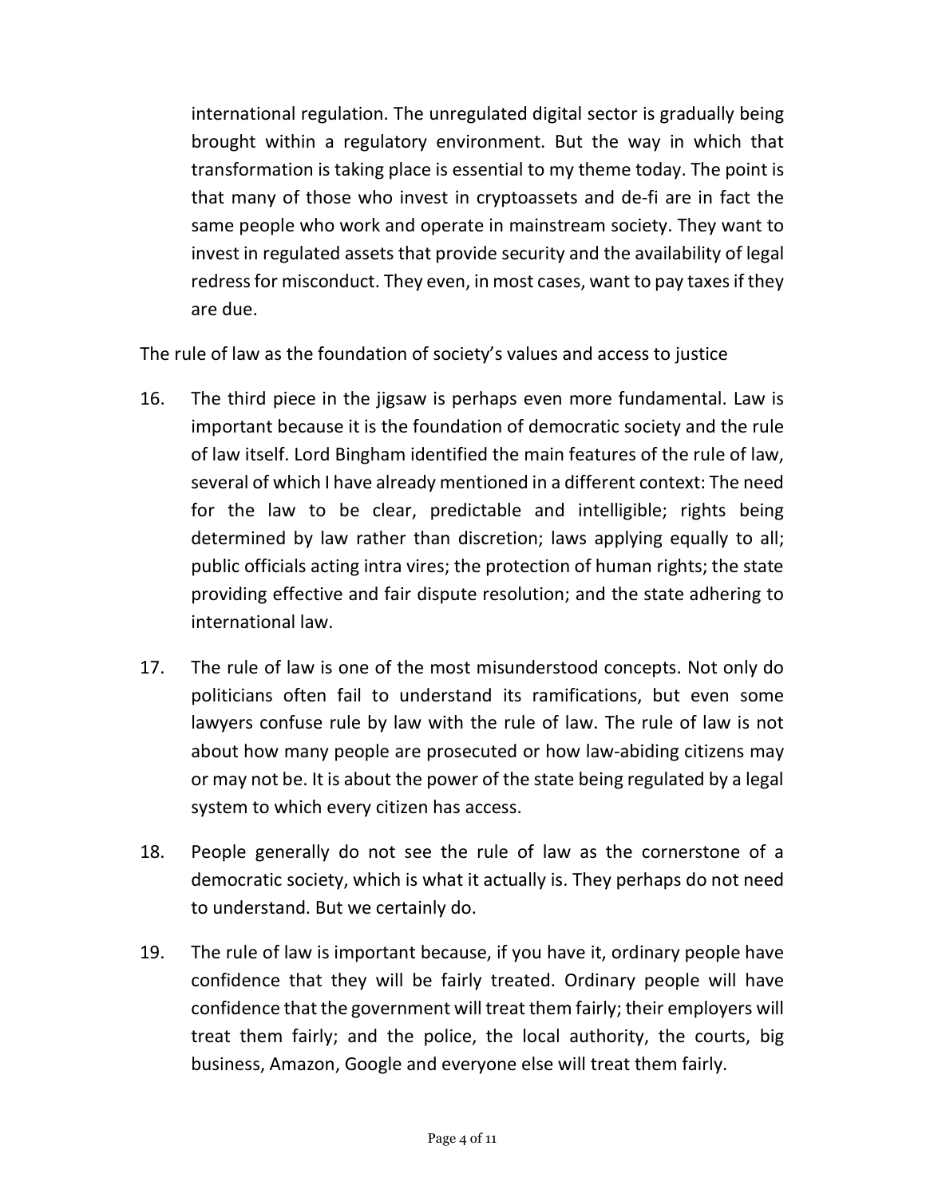international regulation. The unregulated digital sector is gradually being brought within a regulatory environment. But the way in which that transformation is taking place is essential to my theme today. The point is that many of those who invest in cryptoassets and de-fi are in fact the same people who work and operate in mainstream society. They want to invest in regulated assets that provide security and the availability of legal redress for misconduct. They even, in most cases, want to pay taxes if they are due.

The rule of law as the foundation of society's values and access to justice

16. The third piece in the jigsaw is perhaps even more fundamental. Law is important because it is the foundation of democratic society and the rule of law itself. Lord Bingham identified the main features of the rule of law, several of which I have already mentioned in a different context: The need for the law to be clear, predictable and intelligible; rights being determined by law rather than discretion; laws applying equally to all; public officials acting intra vires; the protection of human rights; the state providing effective and fair dispute resolution; and the state adhering to international law.

17. The rule of law is one of the most misunderstood concepts. Not only do politicians often fail to understand its ramifications, but even some lawyers confuse rule by law with the rule of law. The rule of law is not about how many people are prosecuted or how law-abiding citizens may or may not be. It is about the power of the state being regulated by a legal system to which every citizen has access.

18. People generally do not see the rule of law as the cornerstone of a democratic society, which is what it actually is. They perhaps do not need to understand. But we certainly do.

19. The rule of law is important because, if you have it, ordinary people have confidence that they will be fairly treated. Ordinary people will have confidence that the government will treat them fairly; their employers will treat them fairly; and the police, the local authority, the courts, big business, Amazon, Google and everyone else will treat them fairly.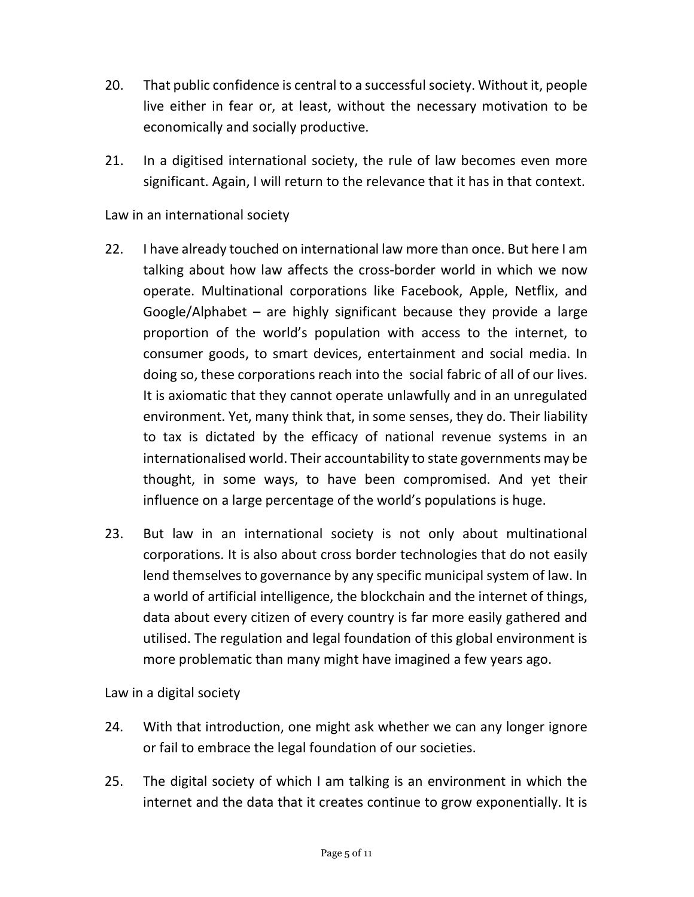20. That public confidence is central to a successful society. Without it, people live either in fear or, at least, without the necessary motivation to be economically and socially productive.

21. In a digitised international society, the rule of law becomes even more significant. Again, I will return to the relevance that it has in that context.

Law in an international society

22. I have already touched on international law more than once. But here I am talking about how law affects the cross-border world in which we now operate. Multinational corporations like Facebook, Apple, Netflix, and Google/Alphabet – are highly significant because they provide a large proportion of the world's population with access to the internet, to consumer goods, to smart devices, entertainment and social media. In doing so, these corporations reach into the social fabric of all of our lives. It is axiomatic that they cannot operate unlawfully and in an unregulated environment. Yet, many think that, in some senses, they do. Their liability to tax is dictated by the efficacy of national revenue systems in an internationalised world. Their accountability to state governments may be thought, in some ways, to have been compromised. And yet their influence on a large percentage of the world's populations is huge.

23. But law in an international society is not only about multinational corporations. It is also about cross border technologies that do not easily lend themselves to governance by any specific municipal system of law. In a world of artificial intelligence, the blockchain and the internet of things, data about every citizen of every country is far more easily gathered and utilised. The regulation and legal foundation of this global environment is more problematic than many might have imagined a few years ago.

Law in a digital society

24. With that introduction, one might ask whether we can any longer ignore or fail to embrace the legal foundation of our societies.

25. The digital society of which I am talking is an environment in which the internet and the data that it creates continue to grow exponentially. It is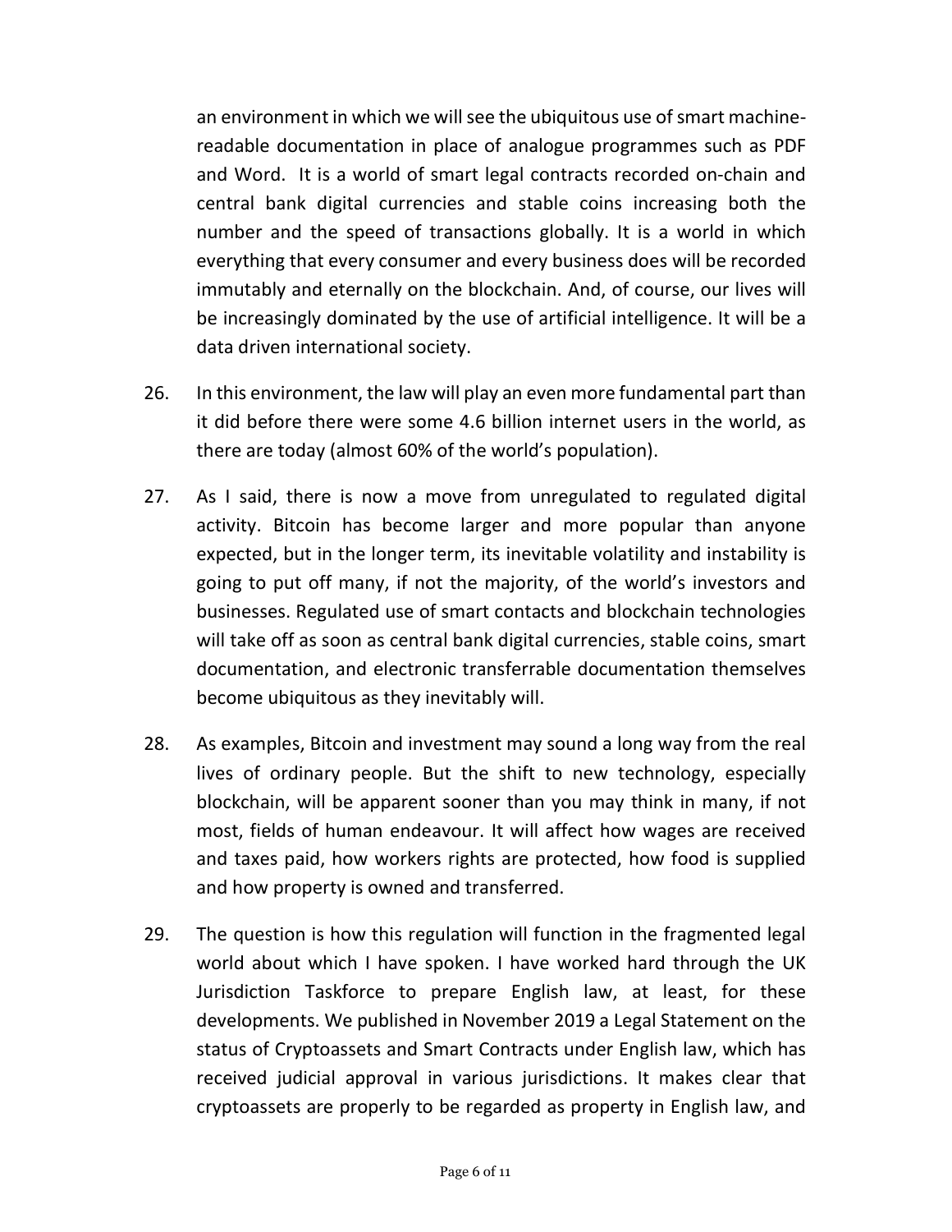an environment in which we will see the ubiquitous use of smart machine-readable documentation in place of analogue programmes such as PDF and Word. It is a world of smart legal contracts recorded on-chain and central bank digital currencies and stable coins increasing both the number and the speed of transactions globally. It is a world in which everything that every consumer and every business does will be recorded immutably and eternally on the blockchain. And, of course, our lives will be increasingly dominated by the use of artificial intelligence. It will be a data driven international society.

26. In this environment, the law will play an even more fundamental part than it did before there were some 4.6 billion internet users in the world, as there are today (almost 60% of the world's population).

27. As I said, there is now a move from unregulated to regulated digital activity. Bitcoin has become larger and more popular than anyone expected, but in the longer term, its inevitable volatility and instability is going to put off many, if not the majority, of the world's investors and businesses. Regulated use of smart contacts and blockchain technologies will take off as soon as central bank digital currencies, stable coins, smart documentation, and electronic transferrable documentation themselves become ubiquitous as they inevitably will.

28. As examples, Bitcoin and investment may sound a long way from the real lives of ordinary people. But the shift to new technology, especially blockchain, will be apparent sooner than you may think in many, if not most, fields of human endeavour. It will affect how wages are received and taxes paid, how workers rights are protected, how food is supplied and how property is owned and transferred.

29. The question is how this regulation will function in the fragmented legal world about which I have spoken. I have worked hard through the UK Jurisdiction Taskforce to prepare English law, at least, for these developments. We published in November 2019 a Legal Statement on the status of Cryptoassets and Smart Contracts under English law, which has received judicial approval in various jurisdictions. It makes clear that cryptoassets are properly to be regarded as property in English law, and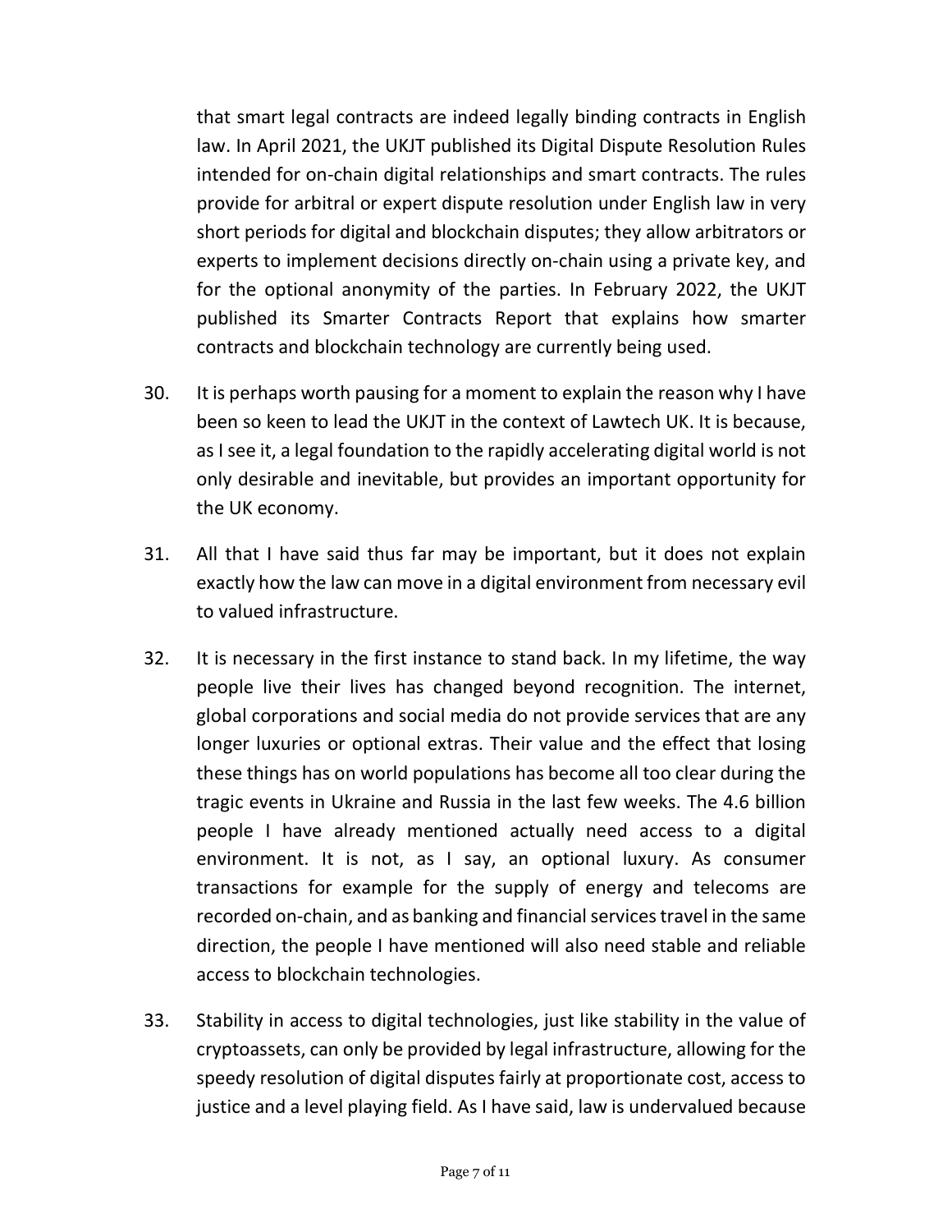that smart legal contracts are indeed legally binding contracts in English law. In April 2021, the UKJT published its Digital Dispute Resolution Rules intended for on-chain digital relationships and smart contracts. The rules provide for arbitral or expert dispute resolution under English law in very short periods for digital and blockchain disputes; they allow arbitrators or experts to implement decisions directly on-chain using a private key, and for the optional anonymity of the parties. In February 2022, the UKJT published its Smarter Contracts Report that explains how smarter contracts and blockchain technology are currently being used.

30. It is perhaps worth pausing for a moment to explain the reason why I have been so keen to lead the UKJT in the context of Lawtech UK. It is because, as I see it, a legal foundation to the rapidly accelerating digital world is not only desirable and inevitable, but provides an important opportunity for the UK economy.

31. All that I have said thus far may be important, but it does not explain exactly how the law can move in a digital environment from necessary evil to valued infrastructure.

32. It is necessary in the first instance to stand back. In my lifetime, the way people live their lives has changed beyond recognition. The internet, global corporations and social media do not provide services that are any longer luxuries or optional extras. Their value and the effect that losing these things has on world populations has become all too clear during the tragic events in Ukraine and Russia in the last few weeks. The 4.6 billion people I have already mentioned actually need access to a digital environment. It is not, as I say, an optional luxury. As consumer transactions for example for the supply of energy and telecoms are recorded on-chain, and as banking and financial services travel in the same direction, the people I have mentioned will also need stable and reliable access to blockchain technologies.

33. Stability in access to digital technologies, just like stability in the value of cryptoassets, can only be provided by legal infrastructure, allowing for the speedy resolution of digital disputes fairly at proportionate cost, access to justice and a level playing field. As I have said, law is undervalued because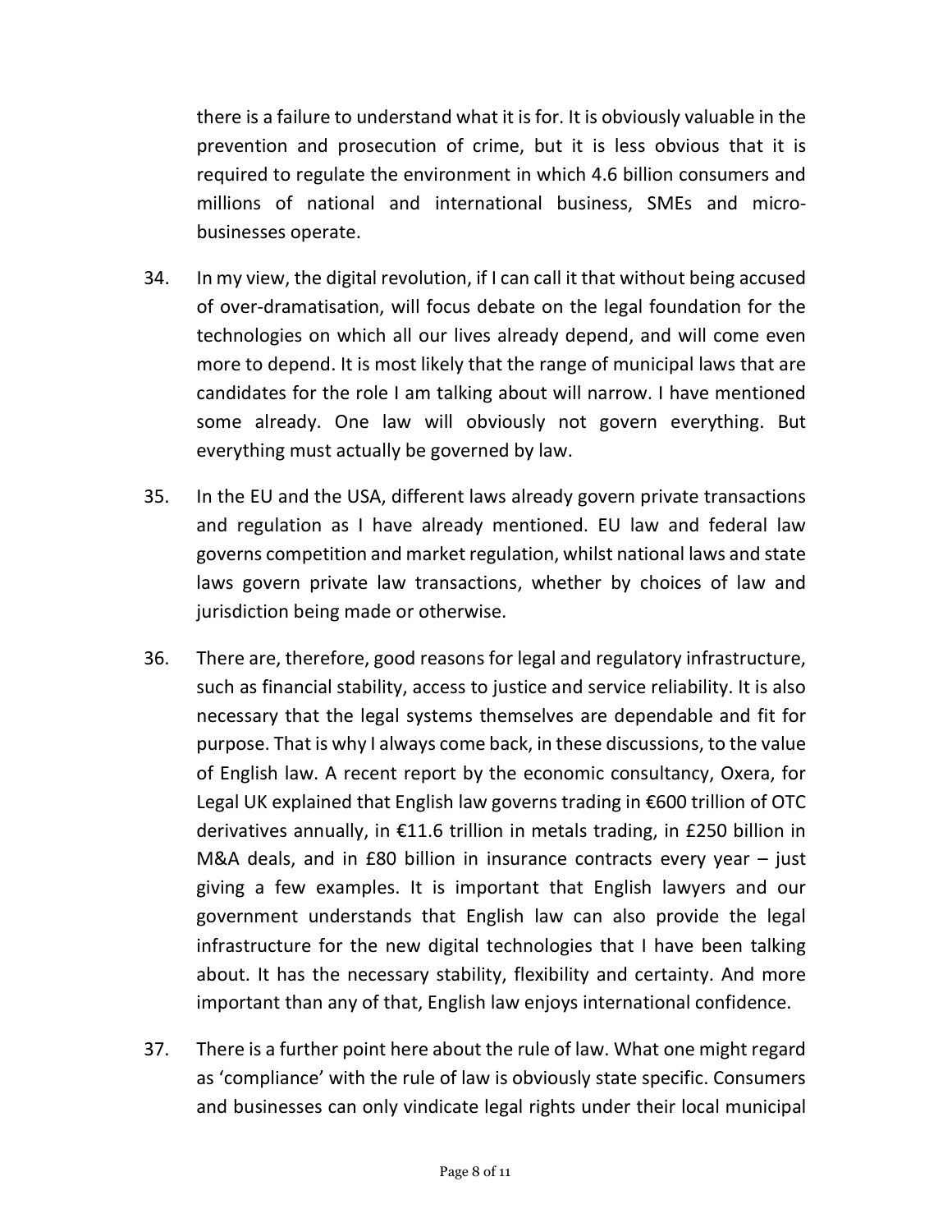there is a failure to understand what it is for. It is obviously valuable in the prevention and prosecution of crime, but it is less obvious that it is required to regulate the environment in which 4.6 billion consumers and millions of national and international business, SMEs and micro-businesses operate.

34. In my view, the digital revolution, if I can call it that without being accused of over-dramatisation, will focus debate on the legal foundation for the technologies on which all our lives already depend, and will come even more to depend. It is most likely that the range of municipal laws that are candidates for the role I am talking about will narrow. I have mentioned some already. One law will obviously not govern everything. But everything must actually be governed by law.

35. In the EU and the USA, different laws already govern private transactions and regulation as I have already mentioned. EU law and federal law governs competition and market regulation, whilst national laws and state laws govern private law transactions, whether by choices of law and jurisdiction being made or otherwise.

36. There are, therefore, good reasons for legal and regulatory infrastructure, such as financial stability, access to justice and service reliability. It is also necessary that the legal systems themselves are dependable and fit for purpose. That is why I always come back, in these discussions, to the value of English law. A recent report by the economic consultancy, Oxera, for Legal UK explained that English law governs trading in €600 trillion of OTC derivatives annually, in €11.6 trillion in metals trading, in £250 billion in M&A deals, and in £80 billion in insurance contracts every year – just giving a few examples. It is important that English lawyers and our government understands that English law can also provide the legal infrastructure for the new digital technologies that I have been talking about. It has the necessary stability, flexibility and certainty. And more important than any of that, English law enjoys international confidence.

37. There is a further point here about the rule of law. What one might regard as 'compliance' with the rule of law is obviously state specific. Consumers and businesses can only vindicate legal rights under their local municipal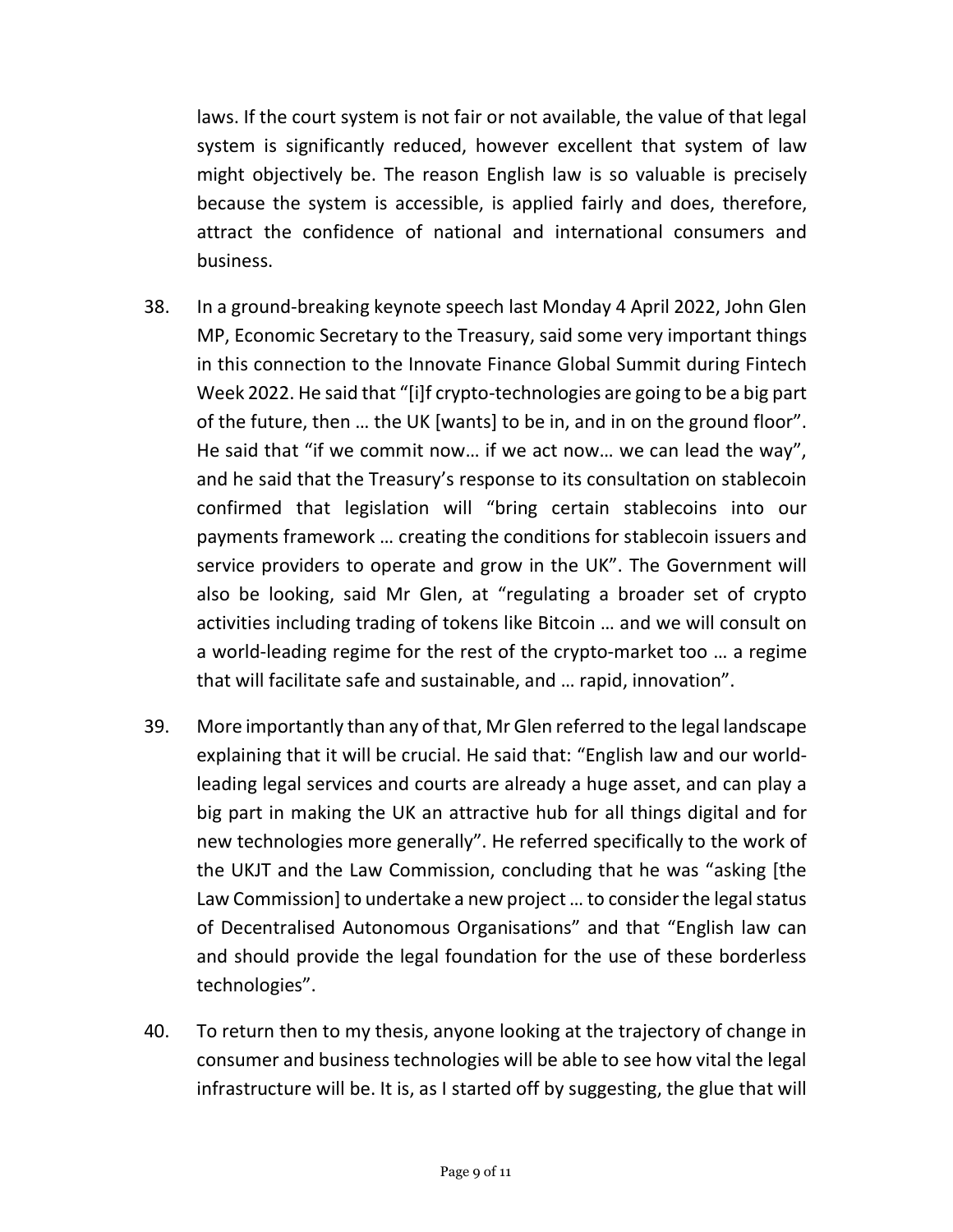laws. If the court system is not fair or not available, the value of that legal system is significantly reduced, however excellent that system of law might objectively be. The reason English law is so valuable is precisely because the system is accessible, is applied fairly and does, therefore, attract the confidence of national and international consumers and business.

38. In a ground-breaking keynote speech last Monday 4 April 2022, John Glen MP, Economic Secretary to the Treasury, said some very important things in this connection to the Innovate Finance Global Summit during Fintech Week 2022. He said that "[i]f crypto-technologies are going to be a big part of the future, then … the UK [wants] to be in, and in on the ground floor". He said that "if we commit now… if we act now… we can lead the way", and he said that the Treasury's response to its consultation on stablecoin confirmed that legislation will "bring certain stablecoins into our payments framework … creating the conditions for stablecoin issuers and service providers to operate and grow in the UK". The Government will also be looking, said Mr Glen, at "regulating a broader set of crypto activities including trading of tokens like Bitcoin … and we will consult on a world-leading regime for the rest of the crypto-market too … a regime that will facilitate safe and sustainable, and … rapid, innovation".

39. More importantly than any of that, Mr Glen referred to the legal landscape explaining that it will be crucial. He said that: "English law and our world-leading legal services and courts are already a huge asset, and can play a big part in making the UK an attractive hub for all things digital and for new technologies more generally". He referred specifically to the work of the UKJT and the Law Commission, concluding that he was "asking [the Law Commission] to undertake a new project … to consider the legal status of Decentralised Autonomous Organisations" and that "English law can and should provide the legal foundation for the use of these borderless technologies".

40. To return then to my thesis, anyone looking at the trajectory of change in consumer and business technologies will be able to see how vital the legal infrastructure will be. It is, as I started off by suggesting, the glue that will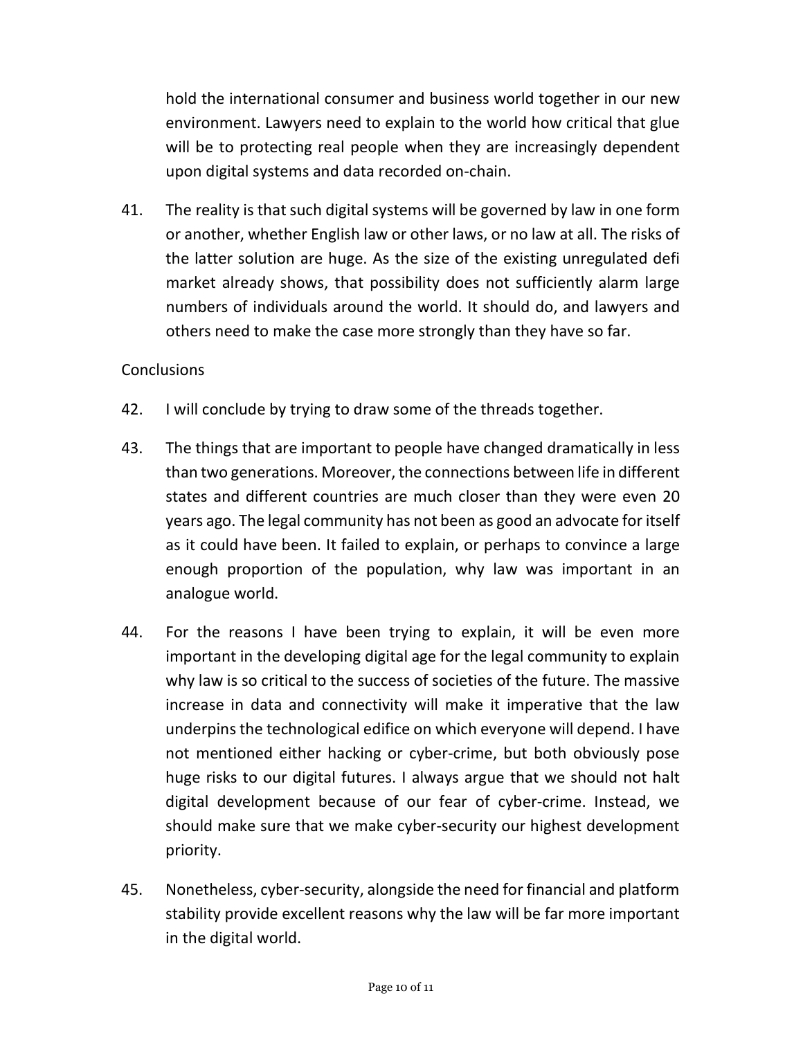hold the international consumer and business world together in our new environment. Lawyers need to explain to the world how critical that glue will be to protecting real people when they are increasingly dependent upon digital systems and data recorded on-chain.

41. The reality is that such digital systems will be governed by law in one form or another, whether English law or other laws, or no law at all. The risks of the latter solution are huge. As the size of the existing unregulated defi market already shows, that possibility does not sufficiently alarm large numbers of individuals around the world. It should do, and lawyers and others need to make the case more strongly than they have so far.

Conclusions

42. I will conclude by trying to draw some of the threads together.

43. The things that are important to people have changed dramatically in less than two generations. Moreover, the connections between life in different states and different countries are much closer than they were even 20 years ago. The legal community has not been as good an advocate for itself as it could have been. It failed to explain, or perhaps to convince a large enough proportion of the population, why law was important in an analogue world.

44. For the reasons I have been trying to explain, it will be even more important in the developing digital age for the legal community to explain why law is so critical to the success of societies of the future. The massive increase in data and connectivity will make it imperative that the law underpins the technological edifice on which everyone will depend. I have not mentioned either hacking or cyber-crime, but both obviously pose huge risks to our digital futures. I always argue that we should not halt digital development because of our fear of cyber-crime. Instead, we should make sure that we make cyber-security our highest development priority.

45. Nonetheless, cyber-security, alongside the need for financial and platform stability provide excellent reasons why the law will be far more important in the digital world.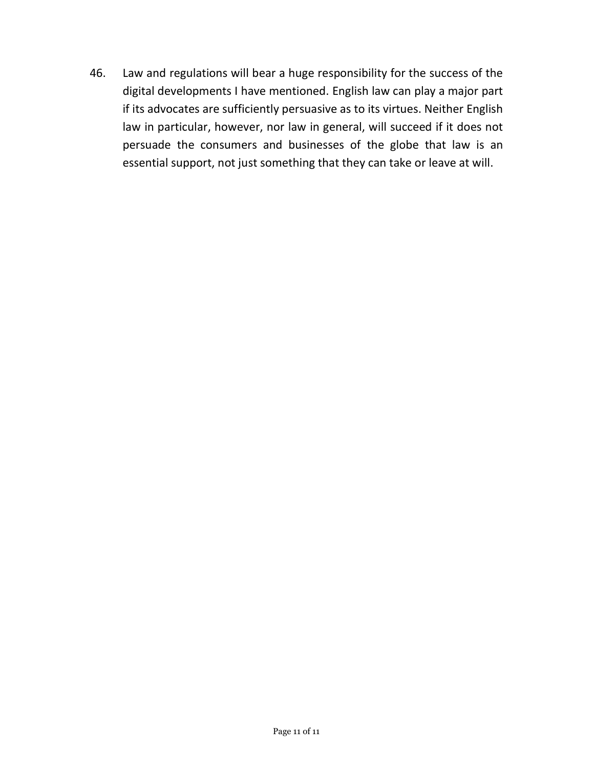46. Law and regulations will bear a huge responsibility for the success of the digital developments I have mentioned. English law can play a major part if its advocates are sufficiently persuasive as to its virtues. Neither English law in particular, however, nor law in general, will succeed if it does not persuade the consumers and businesses of the globe that law is an essential support, not just something that they can take or leave at will.